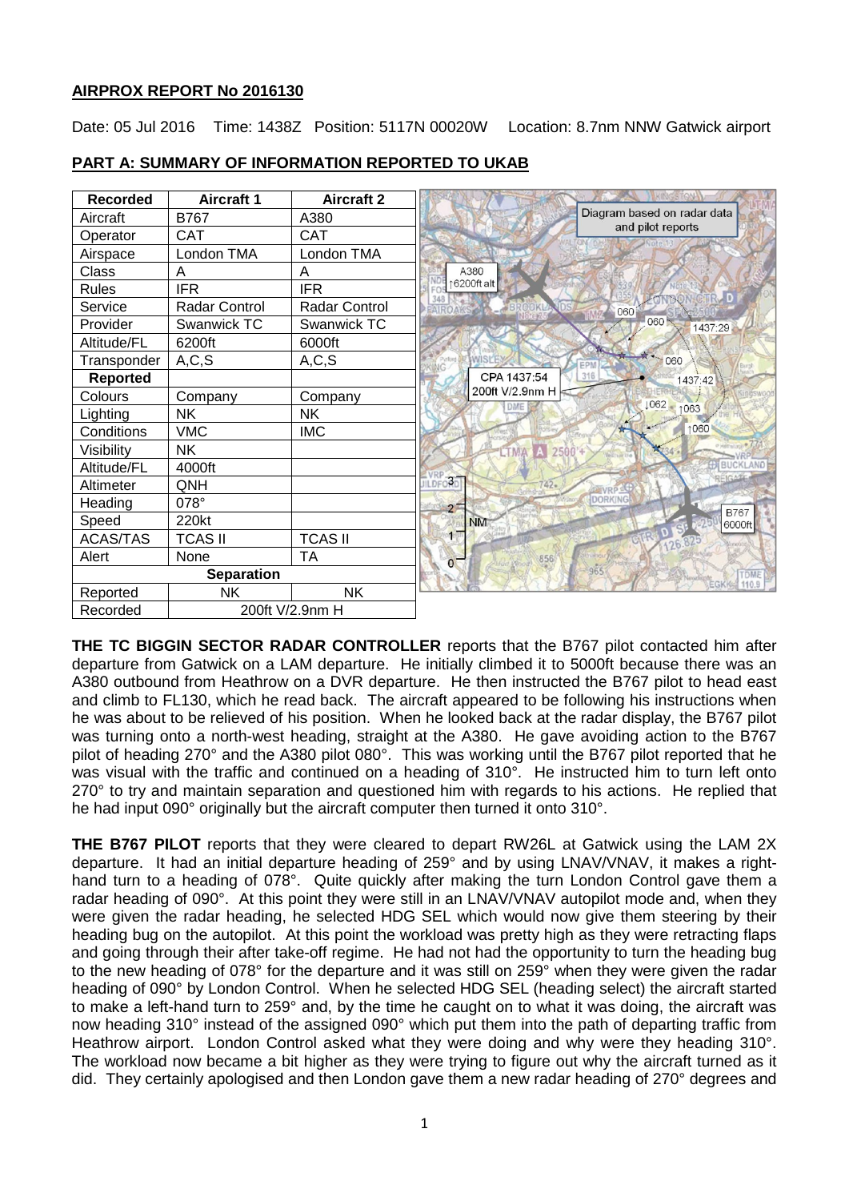## AIRPROX REPORT No 2016130

Date: 05 Jul 2016 Time: 1438Z Position: 5117N 00020W Location: 8.7nm NNW Gatwick airport

## PART A: SUMMARY OF INFORMATION REPORTED TO UKAB

| Recorded | Aircraft 1 | Aircraft 2 |
|---|---|---|
| Aircraft | B767 | A380 |
| Operator | CAT | CAT |
| Airspace | London TMA | London TMA |
| Class | A | A |
| Rules | IFR | IFR |
| Service | Radar Control | Radar Control |
| Provider | Swanwick TC | Swanwick TC |
| Altitude/FL | 6200ft | 6000ft |
| Transponder | A,C,S | A,C,S |
| **Reported** | | |
| Colours | Company | Company |
| Lighting | NK | NK |
| Conditions | VMC | IMC |
| Visibility | NK | |
| Altitude/FL | 4000ft | |
| Altimeter | QNH | |
| Heading | 078° | |
| Speed | 220kt | |
| ACAS/TAS | TCAS II | TCAS II |
| Alert | None | TA |
| **Separation** | | |
| Reported | NK | NK |
| Recorded | 200ft V/2.9nm H | |

**THE TC BIGGIN SECTOR RADAR CONTROLLER** reports that the B767 pilot contacted him after departure from Gatwick on a LAM departure. He initially climbed it to 5000ft because there was an A380 outbound from Heathrow on a DVR departure. He then instructed the B767 pilot to head east and climb to FL130, which he read back. The aircraft appeared to be following his instructions when he was about to be relieved of his position. When he looked back at the radar display, the B767 pilot was turning onto a north-west heading, straight at the A380. He gave avoiding action to the B767 pilot of heading 270° and the A380 pilot 080°. This was working until the B767 pilot reported that he was visual with the traffic and continued on a heading of 310°. He instructed him to turn left onto 270° to try and maintain separation and questioned him with regards to his actions. He replied that he had input 090° originally but the aircraft computer then turned it onto 310°.

**THE B767 PILOT** reports that they were cleared to depart RW26L at Gatwick using the LAM 2X departure. It had an initial departure heading of 259° and by using LNAV/VNAV, it makes a right-hand turn to a heading of 078°. Quite quickly after making the turn London Control gave them a radar heading of 090°. At this point they were still in an LNAV/VNAV autopilot mode and, when they were given the radar heading, he selected HDG SEL which would now give them steering by their heading bug on the autopilot. At this point the workload was pretty high as they were retracting flaps and going through their after take-off regime. He had not had the opportunity to turn the heading bug to the new heading of 078° for the departure and it was still on 259° when they were given the radar heading of 090° by London Control. When he selected HDG SEL (heading select) the aircraft started to make a left-hand turn to 259° and, by the time he caught on to what it was doing, the aircraft was now heading 310° instead of the assigned 090° which put them into the path of departing traffic from Heathrow airport. London Control asked what they were doing and why were they heading 310°. The workload now became a bit higher as they were trying to figure out why the aircraft turned as it did. They certainly apologised and then London gave them a new radar heading of 270° degrees and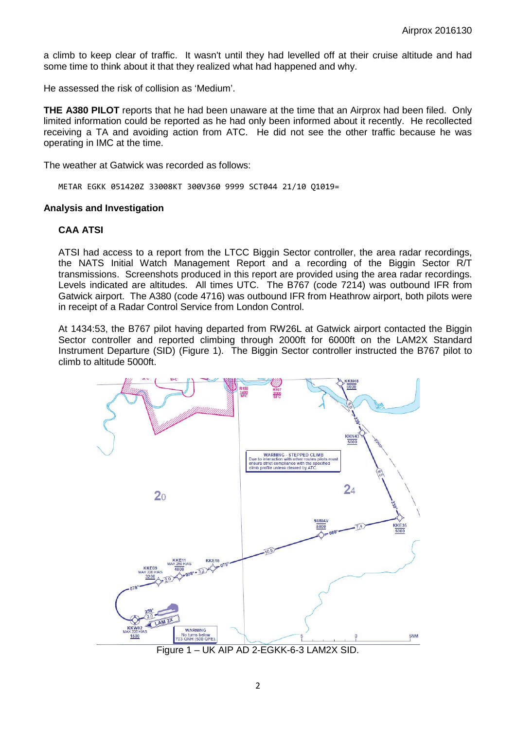a climb to keep clear of traffic. It wasn't until they had levelled off at their cruise altitude and had some time to think about it that they realized what had happened and why.

He assessed the risk of collision as 'Medium'.

**THE A380 PILOT** reports that he had been unaware at the time that an Airprox had been filed. Only limited information could be reported as he had only been informed about it recently. He recollected receiving a TA and avoiding action from ATC. He did not see the other traffic because he was operating in IMC at the time.

The weather at Gatwick was recorded as follows:

```
METAR EGKK 051420Z 33008KT 300V360 9999 SCT044 21/10 Q1019=
```

### Analysis and Investigation

#### CAA ATSI

ATSI had access to a report from the LTCC Biggin Sector controller, the area radar recordings, the NATS Initial Watch Management Report and a recording of the Biggin Sector R/T transmissions. Screenshots produced in this report are provided using the area radar recordings. Levels indicated are altitudes. All times UTC. The B767 (code 7214) was outbound IFR from Gatwick airport. The A380 (code 4716) was outbound IFR from Heathrow airport, both pilots were in receipt of a Radar Control Service from London Control.

At 1434:53, the B767 pilot having departed from RW26L at Gatwick airport contacted the Biggin Sector controller and reported climbing through 2000ft for 6000ft on the LAM2X Standard Instrument Departure (SID) (Figure 1). The Biggin Sector controller instructed the B767 pilot to climb to altitude 5000ft.

Figure 1 – UK AIP AD 2-EGKK-6-3 LAM2X SID.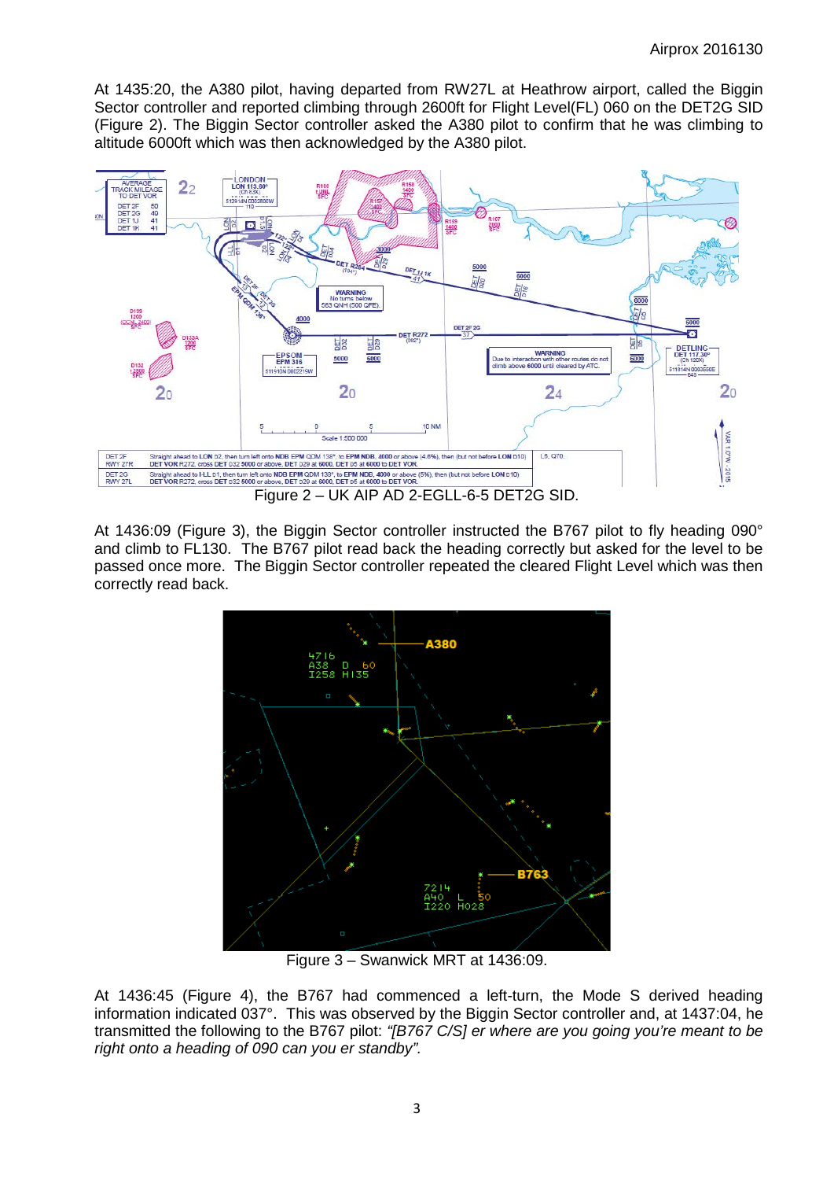At 1435:20, the A380 pilot, having departed from RW27L at Heathrow airport, called the Biggin Sector controller and reported climbing through 2600ft for Flight Level(FL) 060 on the DET2G SID (Figure 2). The Biggin Sector controller asked the A380 pilot to confirm that he was climbing to altitude 6000ft which was then acknowledged by the A380 pilot.

Figure 2 – UK AIP AD 2-EGLL-6-5 DET2G SID.

At 1436:09 (Figure 3), the Biggin Sector controller instructed the B767 pilot to fly heading 090° and climb to FL130. The B767 pilot read back the heading correctly but asked for the level to be passed once more. The Biggin Sector controller repeated the cleared Flight Level which was then correctly read back.

Figure 3 – Swanwick MRT at 1436:09.

At 1436:45 (Figure 4), the B767 had commenced a left-turn, the Mode S derived heading information indicated 037°. This was observed by the Biggin Sector controller and, at 1437:04, he transmitted the following to the B767 pilot: *"[B767 C/S] er where are you going you're meant to be right onto a heading of 090 can you er standby".*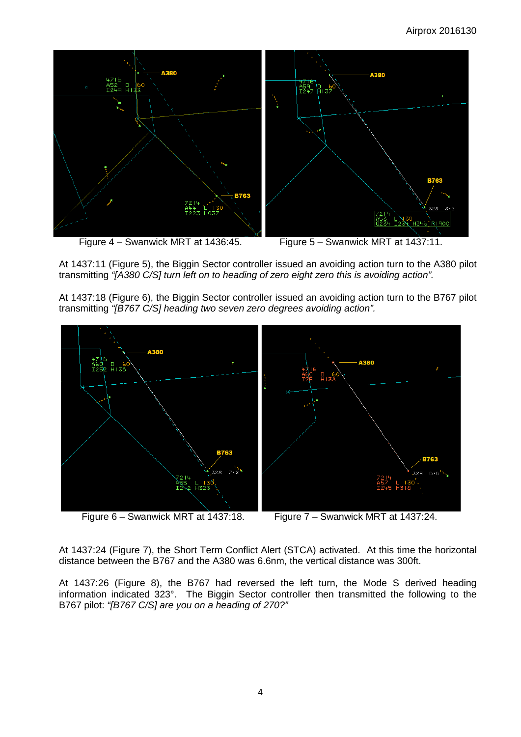Figure 4 – Swanwick MRT at 1436:45.

Figure 5 – Swanwick MRT at 1437:11.

At 1437:11 (Figure 5), the Biggin Sector controller issued an avoiding action turn to the A380 pilot transmitting *"[A380 C/S] turn left on to heading of zero eight zero this is avoiding action".*

At 1437:18 (Figure 6), the Biggin Sector controller issued an avoiding action turn to the B767 pilot transmitting *"[B767 C/S] heading two seven zero degrees avoiding action".*

Figure 6 – Swanwick MRT at 1437:18.

Figure 7 – Swanwick MRT at 1437:24.

At 1437:24 (Figure 7), the Short Term Conflict Alert (STCA) activated. At this time the horizontal distance between the B767 and the A380 was 6.6nm, the vertical distance was 300ft.

At 1437:26 (Figure 8), the B767 had reversed the left turn, the Mode S derived heading information indicated 323°. The Biggin Sector controller then transmitted the following to the B767 pilot: *"[B767 C/S] are you on a heading of 270?"*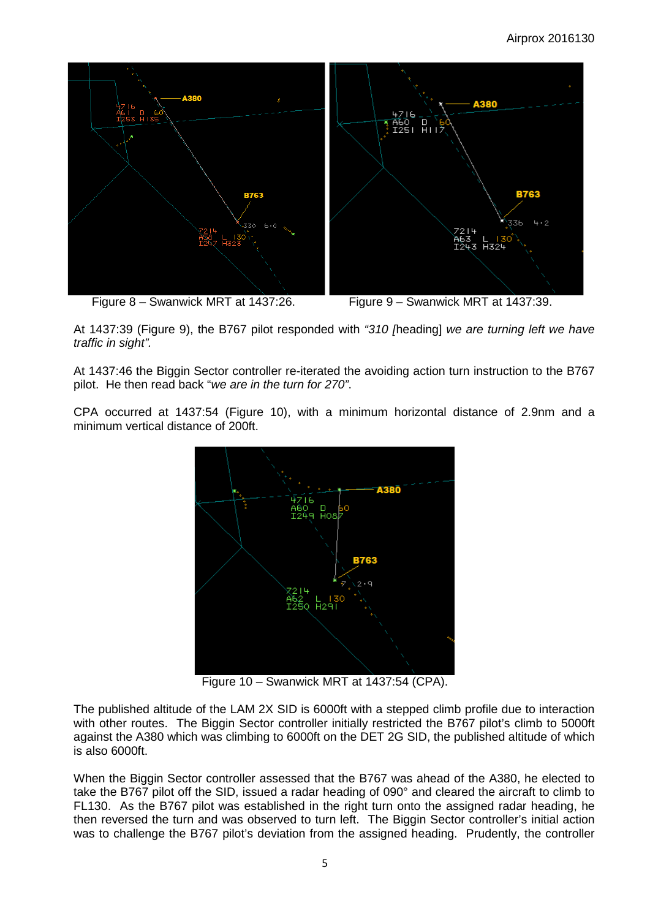Figure 8 – Swanwick MRT at 1437:26.

Figure 9 – Swanwick MRT at 1437:39.

At 1437:39 (Figure 9), the B767 pilot responded with *"310 [*heading] *we are turning left we have traffic in sight"*.

At 1437:46 the Biggin Sector controller re-iterated the avoiding action turn instruction to the B767 pilot. He then read back "*we are in the turn for 270"*.

CPA occurred at 1437:54 (Figure 10), with a minimum horizontal distance of 2.9nm and a minimum vertical distance of 200ft.

Figure 10 – Swanwick MRT at 1437:54 (CPA).

The published altitude of the LAM 2X SID is 6000ft with a stepped climb profile due to interaction with other routes. The Biggin Sector controller initially restricted the B767 pilot's climb to 5000ft against the A380 which was climbing to 6000ft on the DET 2G SID, the published altitude of which is also 6000ft.

When the Biggin Sector controller assessed that the B767 was ahead of the A380, he elected to take the B767 pilot off the SID, issued a radar heading of 090° and cleared the aircraft to climb to FL130. As the B767 pilot was established in the right turn onto the assigned radar heading, he then reversed the turn and was observed to turn left. The Biggin Sector controller's initial action was to challenge the B767 pilot's deviation from the assigned heading. Prudently, the controller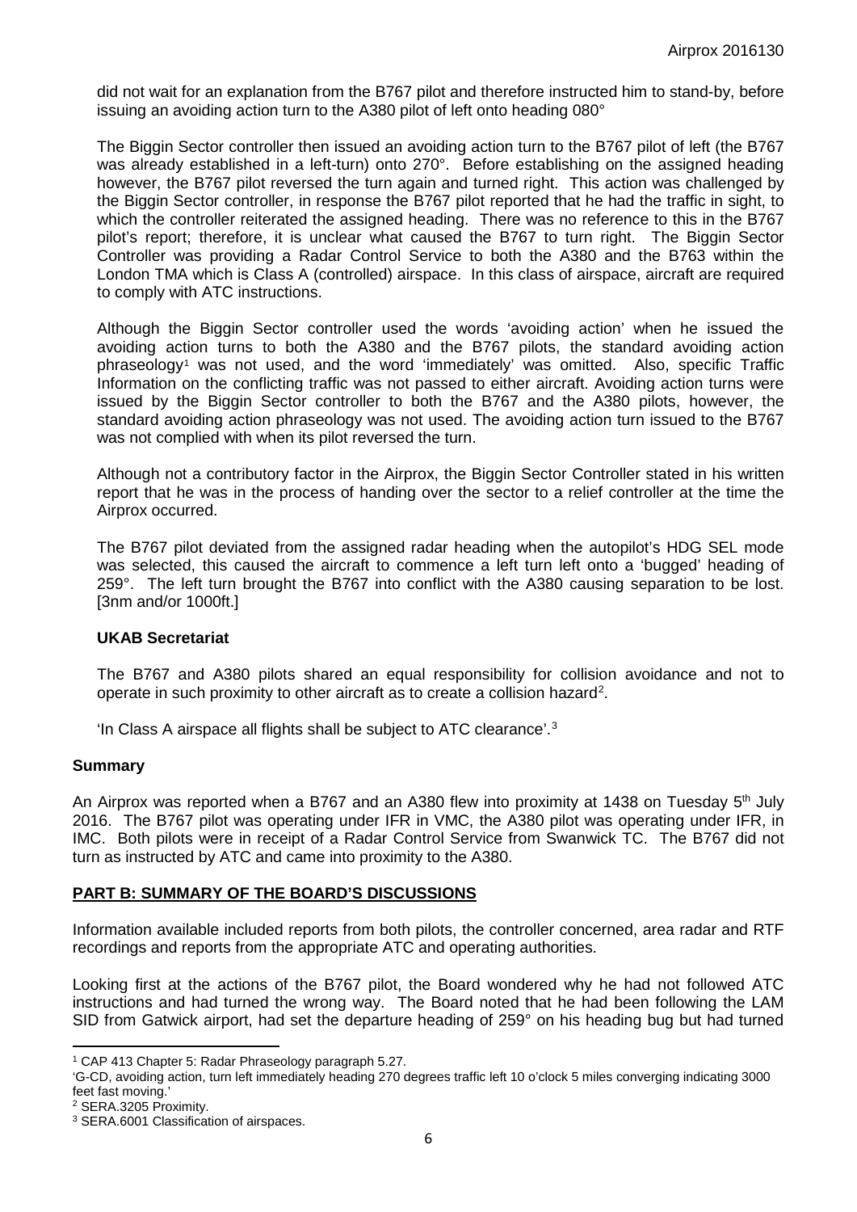did not wait for an explanation from the B767 pilot and therefore instructed him to stand-by, before issuing an avoiding action turn to the A380 pilot of left onto heading 080°

The Biggin Sector controller then issued an avoiding action turn to the B767 pilot of left (the B767 was already established in a left-turn) onto 270°. Before establishing on the assigned heading however, the B767 pilot reversed the turn again and turned right. This action was challenged by the Biggin Sector controller, in response the B767 pilot reported that he had the traffic in sight, to which the controller reiterated the assigned heading. There was no reference to this in the B767 pilot's report; therefore, it is unclear what caused the B767 to turn right. The Biggin Sector Controller was providing a Radar Control Service to both the A380 and the B763 within the London TMA which is Class A (controlled) airspace. In this class of airspace, aircraft are required to comply with ATC instructions.

Although the Biggin Sector controller used the words 'avoiding action' when he issued the avoiding action turns to both the A380 and the B767 pilots, the standard avoiding action phraseology[1] was not used, and the word 'immediately' was omitted. Also, specific Traffic Information on the conflicting traffic was not passed to either aircraft. Avoiding action turns were issued by the Biggin Sector controller to both the B767 and the A380 pilots, however, the standard avoiding action phraseology was not used. The avoiding action turn issued to the B767 was not complied with when its pilot reversed the turn.

Although not a contributory factor in the Airprox, the Biggin Sector Controller stated in his written report that he was in the process of handing over the sector to a relief controller at the time the Airprox occurred.

The B767 pilot deviated from the assigned radar heading when the autopilot's HDG SEL mode was selected, this caused the aircraft to commence a left turn left onto a 'bugged' heading of 259°. The left turn brought the B767 into conflict with the A380 causing separation to be lost. [3nm and/or 1000ft.]

### UKAB Secretariat

The B767 and A380 pilots shared an equal responsibility for collision avoidance and not to operate in such proximity to other aircraft as to create a collision hazard[2].

'In Class A airspace all flights shall be subject to ATC clearance'.[3]

## Summary

An Airprox was reported when a B767 and an A380 flew into proximity at 1438 on Tuesday 5th July 2016. The B767 pilot was operating under IFR in VMC, the A380 pilot was operating under IFR, in IMC. Both pilots were in receipt of a Radar Control Service from Swanwick TC. The B767 did not turn as instructed by ATC and came into proximity to the A380.

## PART B: SUMMARY OF THE BOARD'S DISCUSSIONS

Information available included reports from both pilots, the controller concerned, area radar and RTF recordings and reports from the appropriate ATC and operating authorities.

Looking first at the actions of the B767 pilot, the Board wondered why he had not followed ATC instructions and had turned the wrong way. The Board noted that he had been following the LAM SID from Gatwick airport, had set the departure heading of 259° on his heading bug but had turned

---

[1] CAP 413 Chapter 5: Radar Phraseology paragraph 5.27.
'G-CD, avoiding action, turn left immediately heading 270 degrees traffic left 10 o'clock 5 miles converging indicating 3000 feet fast moving.'

[2] SERA.3205 Proximity.

[3] SERA.6001 Classification of airspaces.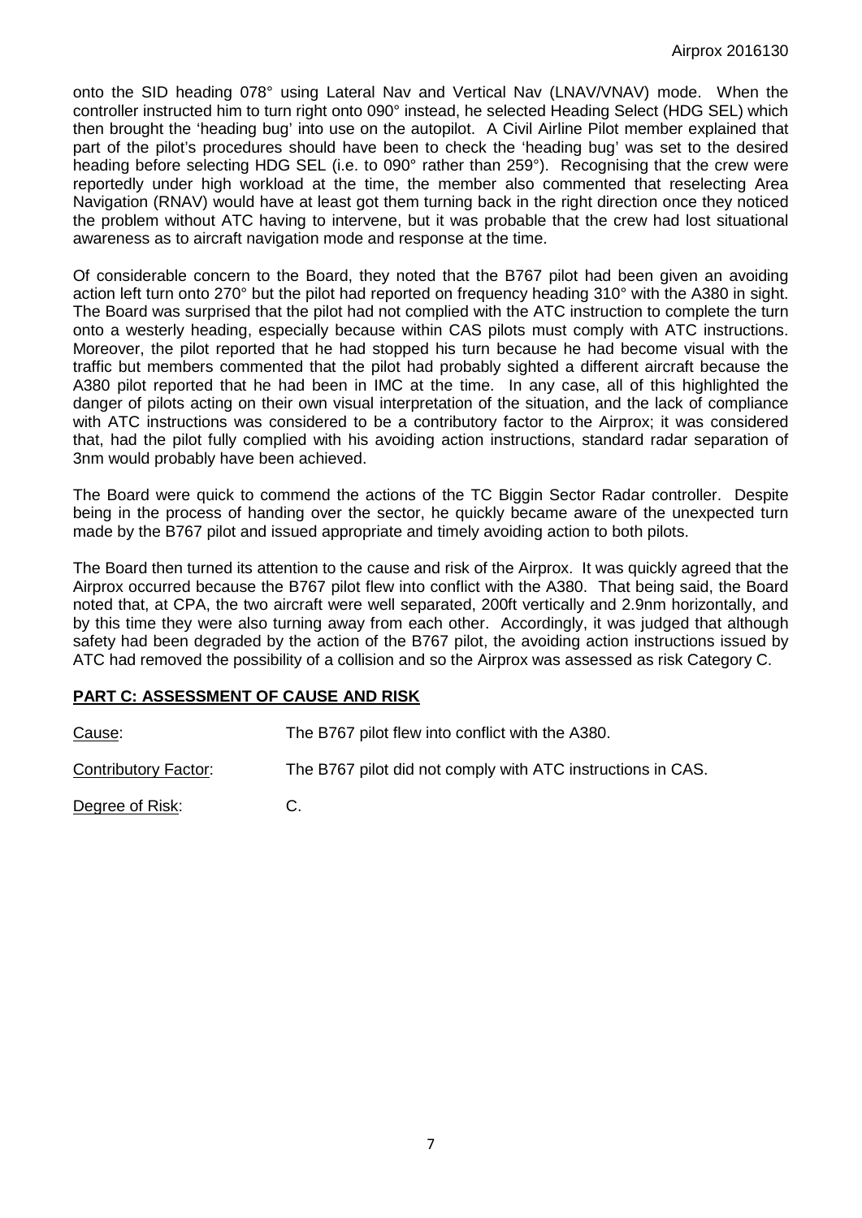onto the SID heading 078° using Lateral Nav and Vertical Nav (LNAV/VNAV) mode. When the controller instructed him to turn right onto 090° instead, he selected Heading Select (HDG SEL) which then brought the 'heading bug' into use on the autopilot. A Civil Airline Pilot member explained that part of the pilot's procedures should have been to check the 'heading bug' was set to the desired heading before selecting HDG SEL (i.e. to 090° rather than 259°). Recognising that the crew were reportedly under high workload at the time, the member also commented that reselecting Area Navigation (RNAV) would have at least got them turning back in the right direction once they noticed the problem without ATC having to intervene, but it was probable that the crew had lost situational awareness as to aircraft navigation mode and response at the time.

Of considerable concern to the Board, they noted that the B767 pilot had been given an avoiding action left turn onto 270° but the pilot had reported on frequency heading 310° with the A380 in sight. The Board was surprised that the pilot had not complied with the ATC instruction to complete the turn onto a westerly heading, especially because within CAS pilots must comply with ATC instructions. Moreover, the pilot reported that he had stopped his turn because he had become visual with the traffic but members commented that the pilot had probably sighted a different aircraft because the A380 pilot reported that he had been in IMC at the time. In any case, all of this highlighted the danger of pilots acting on their own visual interpretation of the situation, and the lack of compliance with ATC instructions was considered to be a contributory factor to the Airprox; it was considered that, had the pilot fully complied with his avoiding action instructions, standard radar separation of 3nm would probably have been achieved.

The Board were quick to commend the actions of the TC Biggin Sector Radar controller. Despite being in the process of handing over the sector, he quickly became aware of the unexpected turn made by the B767 pilot and issued appropriate and timely avoiding action to both pilots.

The Board then turned its attention to the cause and risk of the Airprox. It was quickly agreed that the Airprox occurred because the B767 pilot flew into conflict with the A380. That being said, the Board noted that, at CPA, the two aircraft were well separated, 200ft vertically and 2.9nm horizontally, and by this time they were also turning away from each other. Accordingly, it was judged that although safety had been degraded by the action of the B767 pilot, the avoiding action instructions issued by ATC had removed the possibility of a collision and so the Airprox was assessed as risk Category C.

## PART C: ASSESSMENT OF CAUSE AND RISK

| | |
|---|---|
| Cause: | The B767 pilot flew into conflict with the A380. |
| Contributory Factor: | The B767 pilot did not comply with ATC instructions in CAS. |
| Degree of Risk: | C. |